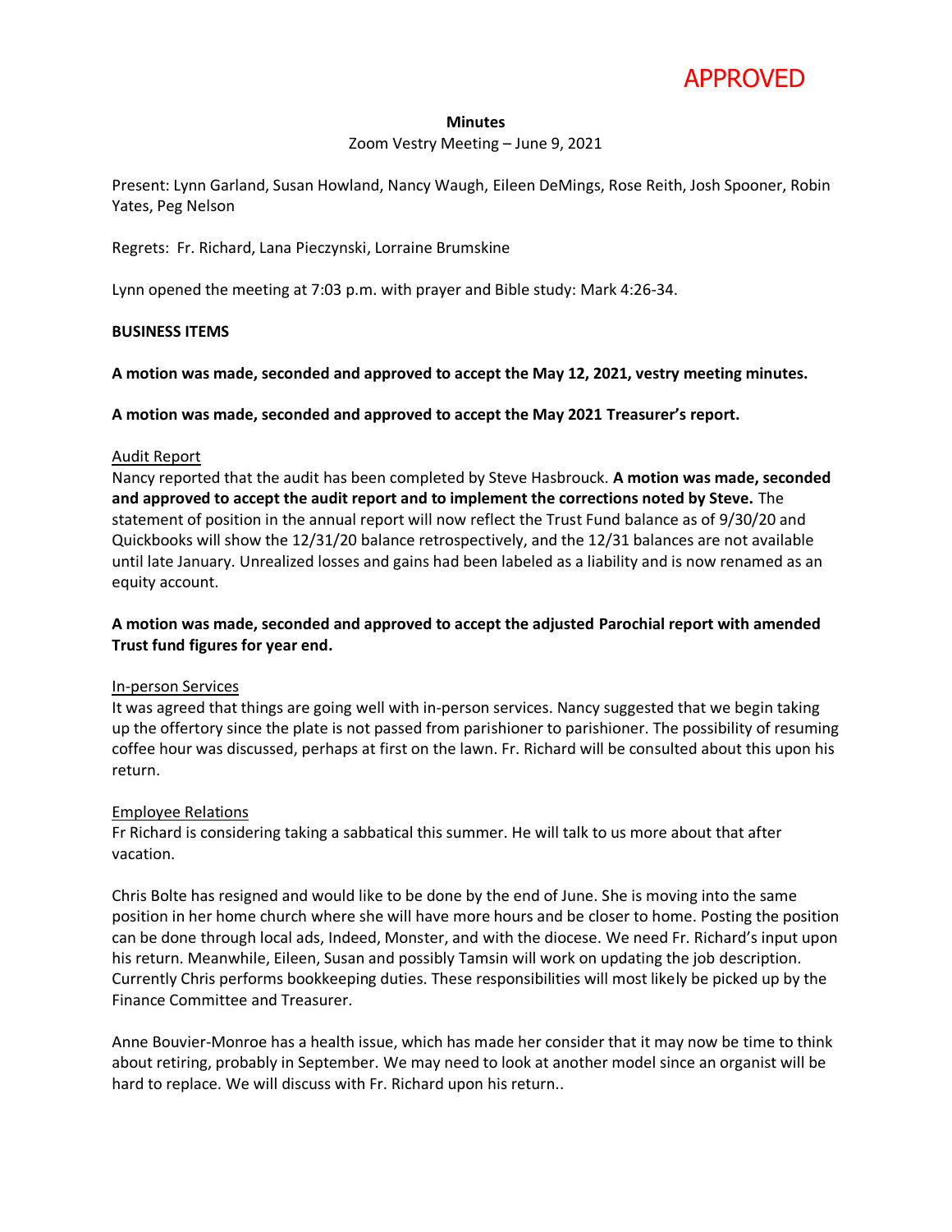APPROVED

**Minutes**

Zoom Vestry Meeting – June 9, 2021

Present: Lynn Garland, Susan Howland, Nancy Waugh, Eileen DeMings, Rose Reith, Josh Spooner, Robin Yates, Peg Nelson

Regrets: Fr. Richard, Lana Pieczynski, Lorraine Brumskine

Lynn opened the meeting at 7:03 p.m. with prayer and Bible study: Mark 4:26-34.

**BUSINESS ITEMS**

**A motion was made, seconded and approved to accept the May 12, 2021, vestry meeting minutes.**

**A motion was made, seconded and approved to accept the May 2021 Treasurer's report.**

Audit Report

Nancy reported that the audit has been completed by Steve Hasbrouck. **A motion was made, seconded and approved to accept the audit report and to implement the corrections noted by Steve.** The statement of position in the annual report will now reflect the Trust Fund balance as of 9/30/20 and Quickbooks will show the 12/31/20 balance retrospectively, and the 12/31 balances are not available until late January. Unrealized losses and gains had been labeled as a liability and is now renamed as an equity account.

**A motion was made, seconded and approved to accept the adjusted Parochial report with amended Trust fund figures for year end.**

In-person Services

It was agreed that things are going well with in-person services. Nancy suggested that we begin taking up the offertory since the plate is not passed from parishioner to parishioner. The possibility of resuming coffee hour was discussed, perhaps at first on the lawn. Fr. Richard will be consulted about this upon his return.

Employee Relations

Fr Richard is considering taking a sabbatical this summer. He will talk to us more about that after vacation.

Chris Bolte has resigned and would like to be done by the end of June. She is moving into the same position in her home church where she will have more hours and be closer to home. Posting the position can be done through local ads, Indeed, Monster, and with the diocese. We need Fr. Richard's input upon his return. Meanwhile, Eileen, Susan and possibly Tamsin will work on updating the job description. Currently Chris performs bookkeeping duties. These responsibilities will most likely be picked up by the Finance Committee and Treasurer.

Anne Bouvier-Monroe has a health issue, which has made her consider that it may now be time to think about retiring, probably in September. We may need to look at another model since an organist will be hard to replace. We will discuss with Fr. Richard upon his return..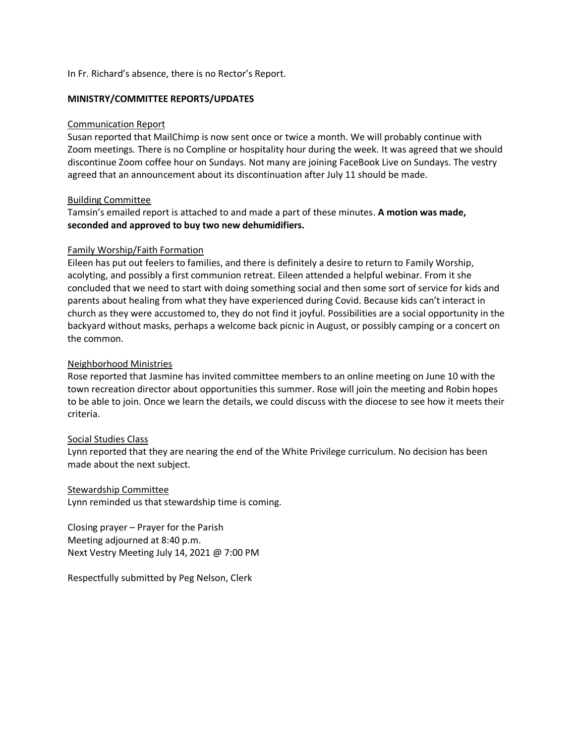In Fr. Richard's absence, there is no Rector's Report.

**MINISTRY/COMMITTEE REPORTS/UPDATES**

Communication Report
Susan reported that MailChimp is now sent once or twice a month. We will probably continue with Zoom meetings. There is no Compline or hospitality hour during the week. It was agreed that we should discontinue Zoom coffee hour on Sundays. Not many are joining FaceBook Live on Sundays. The vestry agreed that an announcement about its discontinuation after July 11 should be made.

Building Committee
Tamsin's emailed report is attached to and made a part of these minutes. **A motion was made, seconded and approved to buy two new dehumidifiers.**

Family Worship/Faith Formation
Eileen has put out feelers to families, and there is definitely a desire to return to Family Worship, acolyting, and possibly a first communion retreat. Eileen attended a helpful webinar. From it she concluded that we need to start with doing something social and then some sort of service for kids and parents about healing from what they have experienced during Covid. Because kids can't interact in church as they were accustomed to, they do not find it joyful. Possibilities are a social opportunity in the backyard without masks, perhaps a welcome back picnic in August, or possibly camping or a concert on the common.

Neighborhood Ministries
Rose reported that Jasmine has invited committee members to an online meeting on June 10 with the town recreation director about opportunities this summer. Rose will join the meeting and Robin hopes to be able to join. Once we learn the details, we could discuss with the diocese to see how it meets their criteria.

Social Studies Class
Lynn reported that they are nearing the end of the White Privilege curriculum. No decision has been made about the next subject.

Stewardship Committee
Lynn reminded us that stewardship time is coming.

Closing prayer – Prayer for the Parish
Meeting adjourned at 8:40 p.m.
Next Vestry Meeting July 14, 2021 @ 7:00 PM

Respectfully submitted by Peg Nelson, Clerk